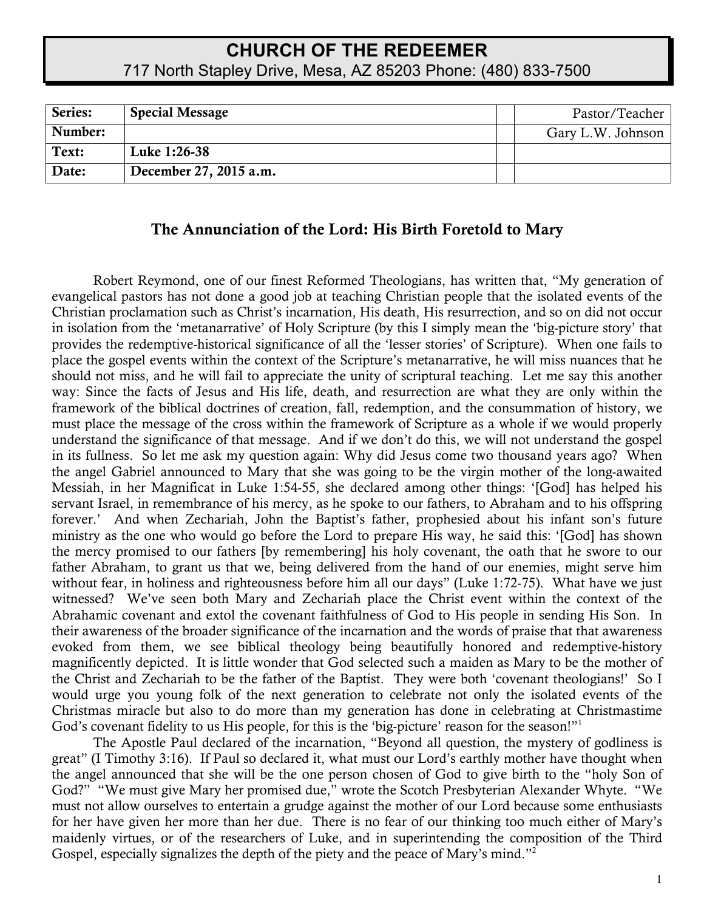# CHURCH OF THE REDEEMER

717 North Stapley Drive, Mesa, AZ 85203 Phone: (480) 833-7500

| Series: | Special Message | | Pastor/Teacher |
|---|---|---|---|
| Number: | | | Gary L.W. Johnson |
| Text: | Luke 1:26-38 | | |
| Date: | December 27, 2015 a.m. | | |

## The Annunciation of the Lord: His Birth Foretold to Mary

Robert Reymond, one of our finest Reformed Theologians, has written that, "My generation of evangelical pastors has not done a good job at teaching Christian people that the isolated events of the Christian proclamation such as Christ's incarnation, His death, His resurrection, and so on did not occur in isolation from the 'metanarrative' of Holy Scripture (by this I simply mean the 'big-picture story' that provides the redemptive-historical significance of all the 'lesser stories' of Scripture). When one fails to place the gospel events within the context of the Scripture's metanarrative, he will miss nuances that he should not miss, and he will fail to appreciate the unity of scriptural teaching. Let me say this another way: Since the facts of Jesus and His life, death, and resurrection are what they are only within the framework of the biblical doctrines of creation, fall, redemption, and the consummation of history, we must place the message of the cross within the framework of Scripture as a whole if we would properly understand the significance of that message. And if we don't do this, we will not understand the gospel in its fullness. So let me ask my question again: Why did Jesus come two thousand years ago? When the angel Gabriel announced to Mary that she was going to be the virgin mother of the long-awaited Messiah, in her Magnificat in Luke 1:54-55, she declared among other things: '[God] has helped his servant Israel, in remembrance of his mercy, as he spoke to our fathers, to Abraham and to his offspring forever.' And when Zechariah, John the Baptist's father, prophesied about his infant son's future ministry as the one who would go before the Lord to prepare His way, he said this: '[God] has shown the mercy promised to our fathers [by remembering] his holy covenant, the oath that he swore to our father Abraham, to grant us that we, being delivered from the hand of our enemies, might serve him without fear, in holiness and righteousness before him all our days" (Luke 1:72-75). What have we just witnessed? We've seen both Mary and Zechariah place the Christ event within the context of the Abrahamic covenant and extol the covenant faithfulness of God to His people in sending His Son. In their awareness of the broader significance of the incarnation and the words of praise that that awareness evoked from them, we see biblical theology being beautifully honored and redemptive-history magnificently depicted. It is little wonder that God selected such a maiden as Mary to be the mother of the Christ and Zechariah to be the father of the Baptist. They were both 'covenant theologians!' So I would urge you young folk of the next generation to celebrate not only the isolated events of the Christmas miracle but also to do more than my generation has done in celebrating at Christmastime God's covenant fidelity to us His people, for this is the 'big-picture' reason for the season!"[1]

The Apostle Paul declared of the incarnation, "Beyond all question, the mystery of godliness is great" (I Timothy 3:16). If Paul so declared it, what must our Lord's earthly mother have thought when the angel announced that she will be the one person chosen of God to give birth to the "holy Son of God?" "We must give Mary her promised due," wrote the Scotch Presbyterian Alexander Whyte. "We must not allow ourselves to entertain a grudge against the mother of our Lord because some enthusiasts for her have given her more than her due. There is no fear of our thinking too much either of Mary's maidenly virtues, or of the researchers of Luke, and in superintending the composition of the Third Gospel, especially signalizes the depth of the piety and the peace of Mary's mind."[2]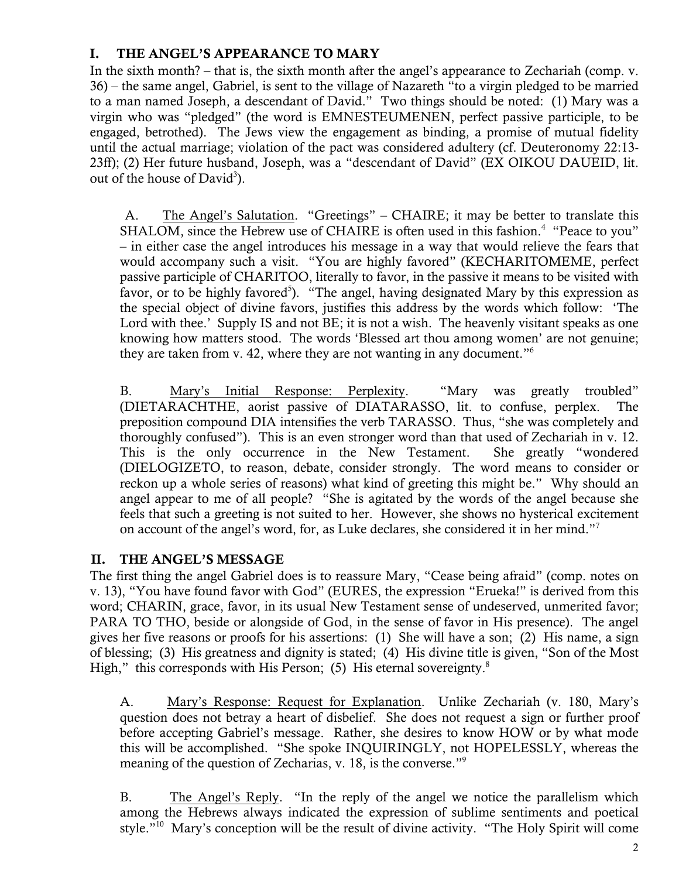## I. THE ANGEL'S APPEARANCE TO MARY

In the sixth month? – that is, the sixth month after the angel's appearance to Zechariah (comp. v. 36) – the same angel, Gabriel, is sent to the village of Nazareth "to a virgin pledged to be married to a man named Joseph, a descendant of David." Two things should be noted: (1) Mary was a virgin who was "pledged" (the word is EMNESTEUMENEN, perfect passive participle, to be engaged, betrothed). The Jews view the engagement as binding, a promise of mutual fidelity until the actual marriage; violation of the pact was considered adultery (cf. Deuteronomy 22:13-23ff); (2) Her future husband, Joseph, was a "descendant of David" (EX OIKOU DAUEID, lit. out of the house of David[3]).

A. The Angel's Salutation. "Greetings" – CHAIRE; it may be better to translate this SHALOM, since the Hebrew use of CHAIRE is often used in this fashion.[4] "Peace to you" – in either case the angel introduces his message in a way that would relieve the fears that would accompany such a visit. "You are highly favored" (KECHARITOMEME, perfect passive participle of CHARITOO, literally to favor, in the passive it means to be visited with favor, or to be highly favored[5]). "The angel, having designated Mary by this expression as the special object of divine favors, justifies this address by the words which follow: 'The Lord with thee.' Supply IS and not BE; it is not a wish. The heavenly visitant speaks as one knowing how matters stood. The words 'Blessed art thou among women' are not genuine; they are taken from v. 42, where they are not wanting in any document."[6]

B. Mary's Initial Response: Perplexity. "Mary was greatly troubled" (DIETARACHTHE, aorist passive of DIATARASSO, lit. to confuse, perplex. The preposition compound DIA intensifies the verb TARASSO. Thus, "she was completely and thoroughly confused"). This is an even stronger word than that used of Zechariah in v. 12. This is the only occurrence in the New Testament. She greatly "wondered (DIELOGIZETO, to reason, debate, consider strongly. The word means to consider or reckon up a whole series of reasons) what kind of greeting this might be." Why should an angel appear to me of all people? "She is agitated by the words of the angel because she feels that such a greeting is not suited to her. However, she shows no hysterical excitement on account of the angel's word, for, as Luke declares, she considered it in her mind."[7]

## II. THE ANGEL'S MESSAGE

The first thing the angel Gabriel does is to reassure Mary, "Cease being afraid" (comp. notes on v. 13), "You have found favor with God" (EURES, the expression "Erueka!" is derived from this word; CHARIN, grace, favor, in its usual New Testament sense of undeserved, unmerited favor; PARA TO THO, beside or alongside of God, in the sense of favor in His presence). The angel gives her five reasons or proofs for his assertions: (1) She will have a son; (2) His name, a sign of blessing; (3) His greatness and dignity is stated; (4) His divine title is given, "Son of the Most High," this corresponds with His Person; (5) His eternal sovereignty.[8]

A. Mary's Response: Request for Explanation. Unlike Zechariah (v. 180, Mary's question does not betray a heart of disbelief. She does not request a sign or further proof before accepting Gabriel's message. Rather, she desires to know HOW or by what mode this will be accomplished. "She spoke INQUIRINGLY, not HOPELESSLY, whereas the meaning of the question of Zecharias, v. 18, is the converse."[9]

B. The Angel's Reply. "In the reply of the angel we notice the parallelism which among the Hebrews always indicated the expression of sublime sentiments and poetical style."[10] Mary's conception will be the result of divine activity. "The Holy Spirit will come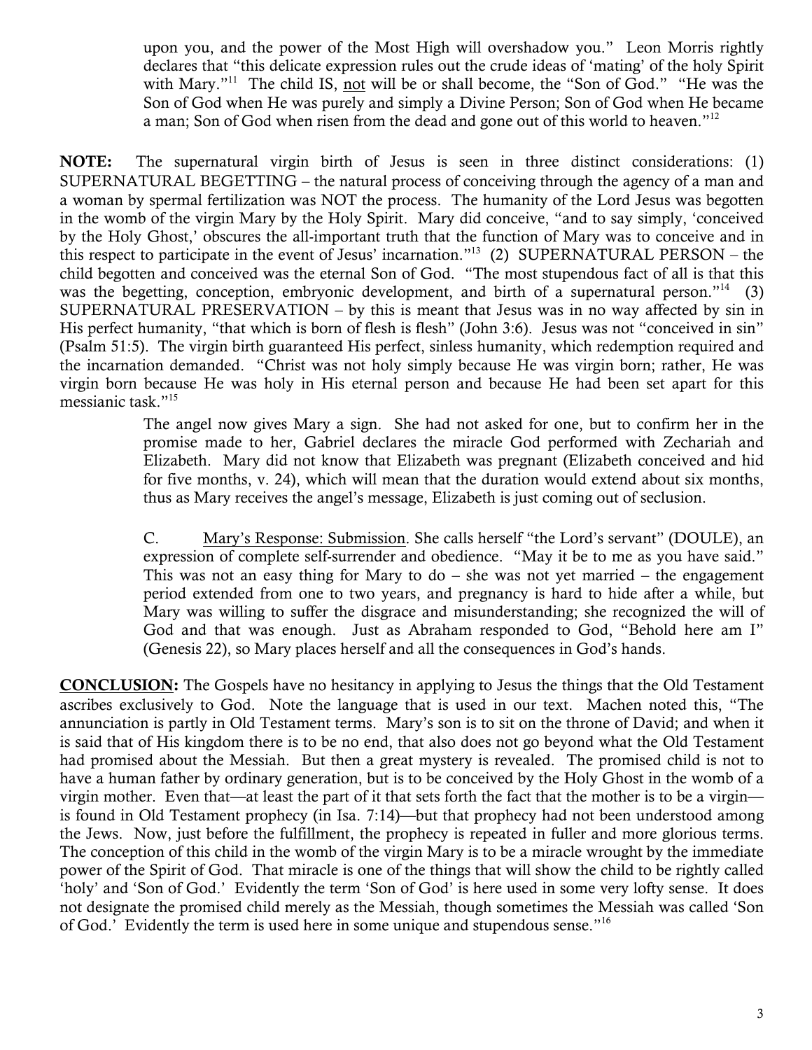upon you, and the power of the Most High will overshadow you." Leon Morris rightly declares that "this delicate expression rules out the crude ideas of 'mating' of the holy Spirit with Mary."[11] The child IS, not will be or shall become, the "Son of God." "He was the Son of God when He was purely and simply a Divine Person; Son of God when He became a man; Son of God when risen from the dead and gone out of this world to heaven."[12]

**NOTE:** The supernatural virgin birth of Jesus is seen in three distinct considerations: (1) SUPERNATURAL BEGETTING – the natural process of conceiving through the agency of a man and a woman by spermal fertilization was NOT the process. The humanity of the Lord Jesus was begotten in the womb of the virgin Mary by the Holy Spirit. Mary did conceive, "and to say simply, 'conceived by the Holy Ghost,' obscures the all-important truth that the function of Mary was to conceive and in this respect to participate in the event of Jesus' incarnation."[13] (2) SUPERNATURAL PERSON – the child begotten and conceived was the eternal Son of God. "The most stupendous fact of all is that this was the begetting, conception, embryonic development, and birth of a supernatural person."[14] (3) SUPERNATURAL PRESERVATION – by this is meant that Jesus was in no way affected by sin in His perfect humanity, "that which is born of flesh is flesh" (John 3:6). Jesus was not "conceived in sin" (Psalm 51:5). The virgin birth guaranteed His perfect, sinless humanity, which redemption required and the incarnation demanded. "Christ was not holy simply because He was virgin born; rather, He was virgin born because He was holy in His eternal person and because He had been set apart for this messianic task."[15]

The angel now gives Mary a sign. She had not asked for one, but to confirm her in the promise made to her, Gabriel declares the miracle God performed with Zechariah and Elizabeth. Mary did not know that Elizabeth was pregnant (Elizabeth conceived and hid for five months, v. 24), which will mean that the duration would extend about six months, thus as Mary receives the angel's message, Elizabeth is just coming out of seclusion.

C. Mary's Response: Submission. She calls herself "the Lord's servant" (DOULE), an expression of complete self-surrender and obedience. "May it be to me as you have said." This was not an easy thing for Mary to do – she was not yet married – the engagement period extended from one to two years, and pregnancy is hard to hide after a while, but Mary was willing to suffer the disgrace and misunderstanding; she recognized the will of God and that was enough. Just as Abraham responded to God, "Behold here am I" (Genesis 22), so Mary places herself and all the consequences in God's hands.

**CONCLUSION:** The Gospels have no hesitancy in applying to Jesus the things that the Old Testament ascribes exclusively to God. Note the language that is used in our text. Machen noted this, "The annunciation is partly in Old Testament terms. Mary's son is to sit on the throne of David; and when it is said that of His kingdom there is to be no end, that also does not go beyond what the Old Testament had promised about the Messiah. But then a great mystery is revealed. The promised child is not to have a human father by ordinary generation, but is to be conceived by the Holy Ghost in the womb of a virgin mother. Even that—at least the part of it that sets forth the fact that the mother is to be a virgin—is found in Old Testament prophecy (in Isa. 7:14)—but that prophecy had not been understood among the Jews. Now, just before the fulfillment, the prophecy is repeated in fuller and more glorious terms. The conception of this child in the womb of the virgin Mary is to be a miracle wrought by the immediate power of the Spirit of God. That miracle is one of the things that will show the child to be rightly called 'holy' and 'Son of God.' Evidently the term 'Son of God' is here used in some very lofty sense. It does not designate the promised child merely as the Messiah, though sometimes the Messiah was called 'Son of God.' Evidently the term is used here in some unique and stupendous sense."[16]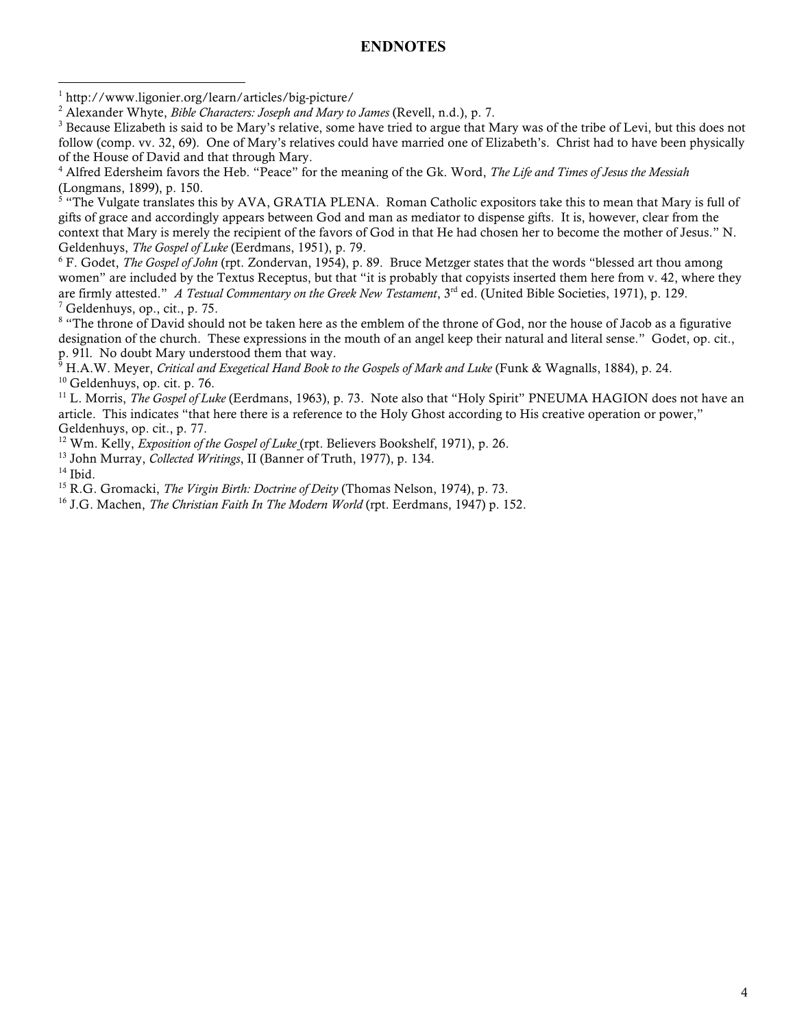## ENDNOTES

[1] http://www.ligonier.org/learn/articles/big-picture/

[2] Alexander Whyte, *Bible Characters: Joseph and Mary to James* (Revell, n.d.), p. 7.

[3] Because Elizabeth is said to be Mary's relative, some have tried to argue that Mary was of the tribe of Levi, but this does not follow (comp. vv. 32, 69). One of Mary's relatives could have married one of Elizabeth's. Christ had to have been physically of the House of David and that through Mary.

[4] Alfred Edersheim favors the Heb. "Peace" for the meaning of the Gk. Word, *The Life and Times of Jesus the Messiah* (Longmans, 1899), p. 150.

[5] "The Vulgate translates this by AVA, GRATIA PLENA. Roman Catholic expositors take this to mean that Mary is full of gifts of grace and accordingly appears between God and man as mediator to dispense gifts. It is, however, clear from the context that Mary is merely the recipient of the favors of God in that He had chosen her to become the mother of Jesus." N. Geldenhuys, *The Gospel of Luke* (Eerdmans, 1951), p. 79.

[6] F. Godet, *The Gospel of John* (rpt. Zondervan, 1954), p. 89. Bruce Metzger states that the words "blessed art thou among women" are included by the Textus Receptus, but that "it is probably that copyists inserted them here from v. 42, where they are firmly attested." *A Testual Commentary on the Greek New Testament*, 3rd ed. (United Bible Societies, 1971), p. 129.

[7] Geldenhuys, op., cit., p. 75.

[8] "The throne of David should not be taken here as the emblem of the throne of God, nor the house of Jacob as a figurative designation of the church. These expressions in the mouth of an angel keep their natural and literal sense." Godet, op. cit., p. 91l. No doubt Mary understood them that way.

[9] H.A.W. Meyer, *Critical and Exegetical Hand Book to the Gospels of Mark and Luke* (Funk & Wagnalls, 1884), p. 24.

[10] Geldenhuys, op. cit. p. 76.

[11] L. Morris, *The Gospel of Luke* (Eerdmans, 1963), p. 73. Note also that "Holy Spirit" PNEUMA HAGION does not have an article. This indicates "that here there is a reference to the Holy Ghost according to His creative operation or power," Geldenhuys, op. cit., p. 77.

[12] Wm. Kelly, *Exposition of the Gospel of Luke* (rpt. Believers Bookshelf, 1971), p. 26.

[13] John Murray, *Collected Writings*, II (Banner of Truth, 1977), p. 134.

[14] Ibid.

[15] R.G. Gromacki, *The Virgin Birth: Doctrine of Deity* (Thomas Nelson, 1974), p. 73.

[16] J.G. Machen, *The Christian Faith In The Modern World* (rpt. Eerdmans, 1947) p. 152.